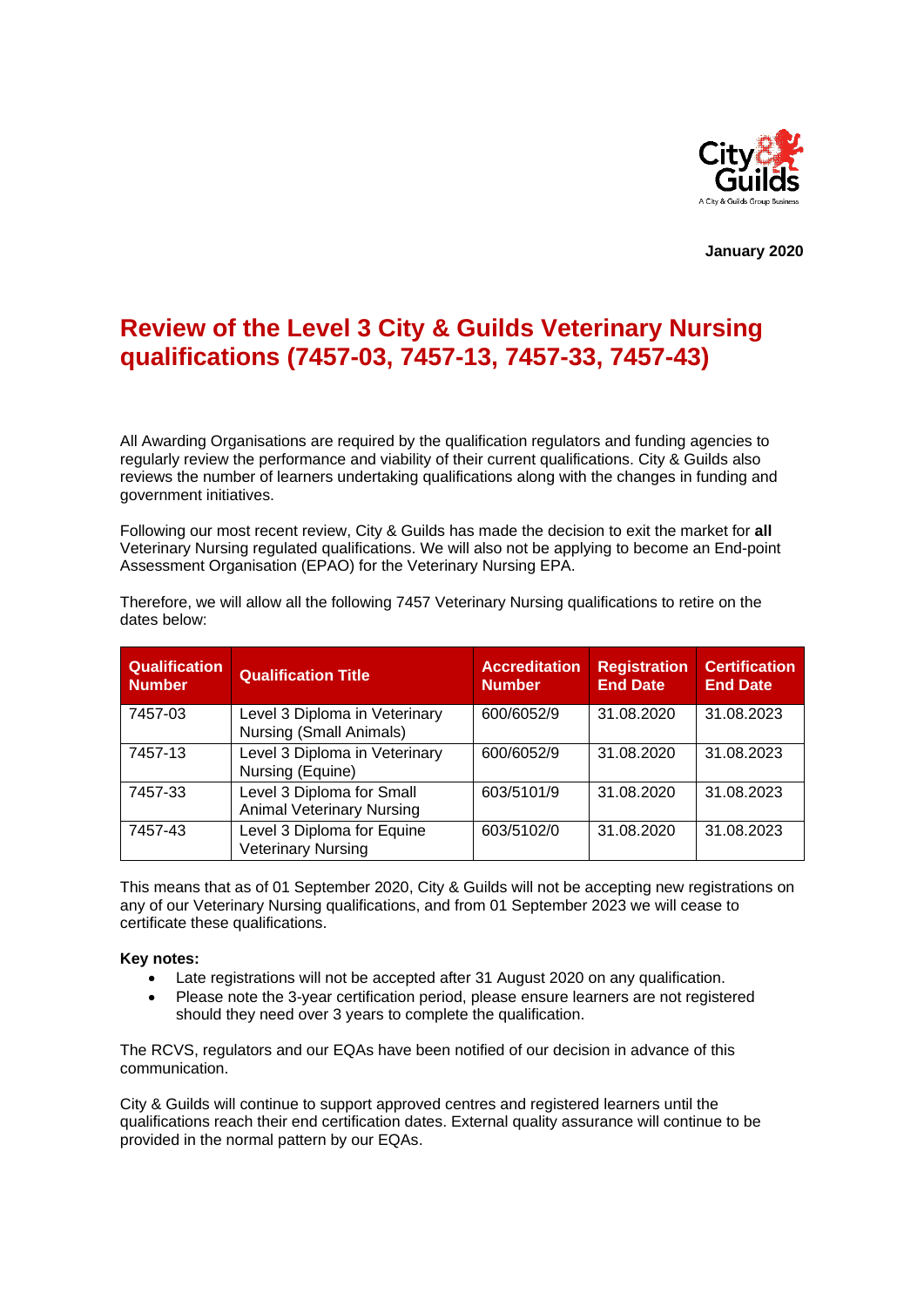January 2020

# Review of the Level 3 City & Guilds Veterinary Nursing qualifications (7457-03, 7457-13, 7457-33, 7457-43)

All Awarding Organisations are required by the qualification regulators and funding agencies to regularly review the performance and viability of their current qualifications. City & Guilds also reviews the number of learners undertaking qualifications along with the changes in funding and government initiatives.

Following our most recent review, City & Guilds has made the decision to exit the market for **all** Veterinary Nursing regulated qualifications. We will also not be applying to become an End-point Assessment Organisation (EPAO) for the Veterinary Nursing EPA.

Therefore, we will allow all the following 7457 Veterinary Nursing qualifications to retire on the dates below:

| Qualification Number | Qualification Title | Accreditation Number | Registration End Date | Certification End Date |
|---|---|---|---|---|
| 7457-03 | Level 3 Diploma in Veterinary Nursing (Small Animals) | 600/6052/9 | 31.08.2020 | 31.08.2023 |
| 7457-13 | Level 3 Diploma in Veterinary Nursing (Equine) | 600/6052/9 | 31.08.2020 | 31.08.2023 |
| 7457-33 | Level 3 Diploma for Small Animal Veterinary Nursing | 603/5101/9 | 31.08.2020 | 31.08.2023 |
| 7457-43 | Level 3 Diploma for Equine Veterinary Nursing | 603/5102/0 | 31.08.2020 | 31.08.2023 |

This means that as of 01 September 2020, City & Guilds will not be accepting new registrations on any of our Veterinary Nursing qualifications, and from 01 September 2023 we will cease to certificate these qualifications.

**Key notes:**

- Late registrations will not be accepted after 31 August 2020 on any qualification.
- Please note the 3-year certification period, please ensure learners are not registered should they need over 3 years to complete the qualification.

The RCVS, regulators and our EQAs have been notified of our decision in advance of this communication.

City & Guilds will continue to support approved centres and registered learners until the qualifications reach their end certification dates. External quality assurance will continue to be provided in the normal pattern by our EQAs.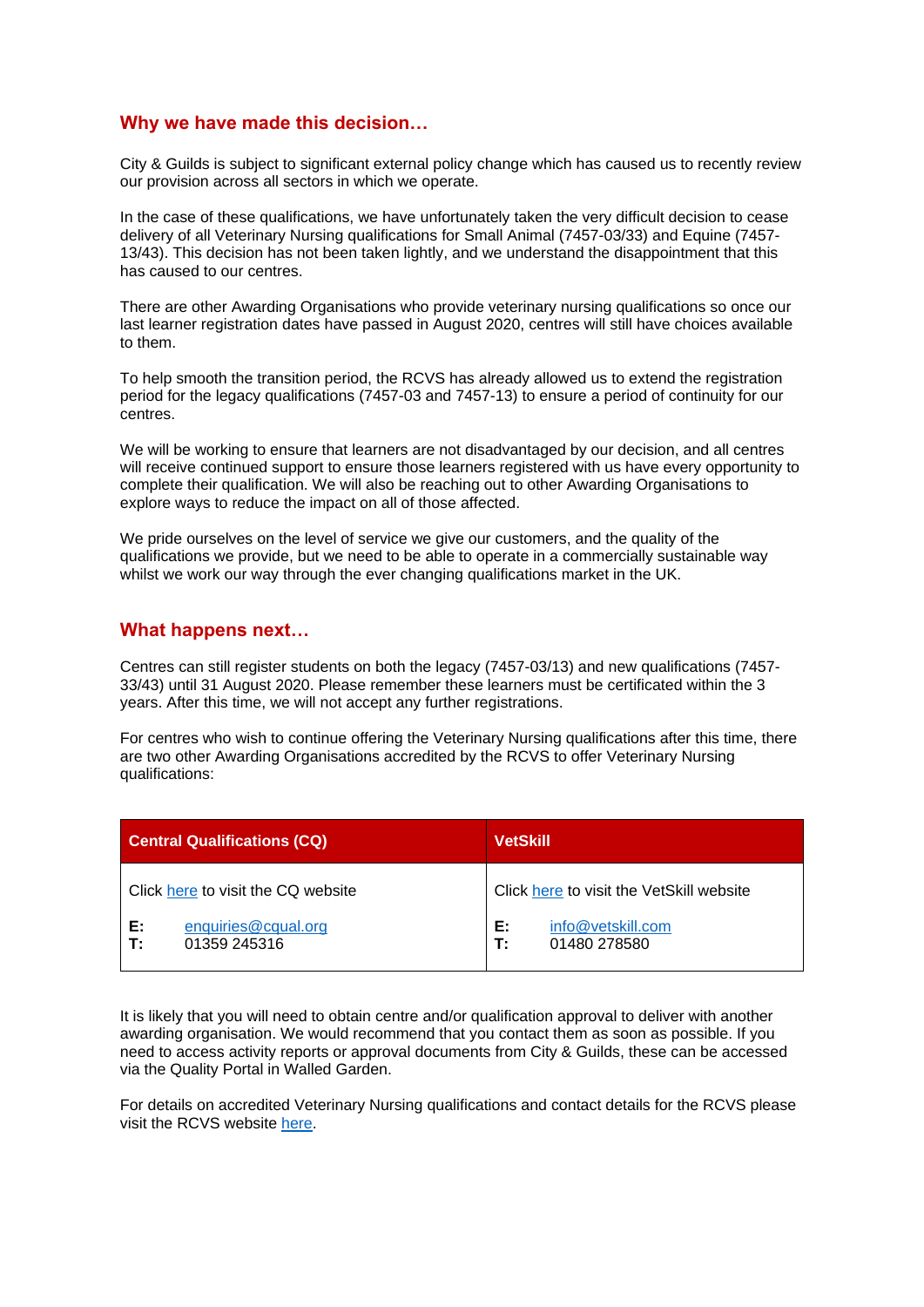## Why we have made this decision…

City & Guilds is subject to significant external policy change which has caused us to recently review our provision across all sectors in which we operate.

In the case of these qualifications, we have unfortunately taken the very difficult decision to cease delivery of all Veterinary Nursing qualifications for Small Animal (7457-03/33) and Equine (7457-13/43). This decision has not been taken lightly, and we understand the disappointment that this has caused to our centres.

There are other Awarding Organisations who provide veterinary nursing qualifications so once our last learner registration dates have passed in August 2020, centres will still have choices available to them.

To help smooth the transition period, the RCVS has already allowed us to extend the registration period for the legacy qualifications (7457-03 and 7457-13) to ensure a period of continuity for our centres.

We will be working to ensure that learners are not disadvantaged by our decision, and all centres will receive continued support to ensure those learners registered with us have every opportunity to complete their qualification. We will also be reaching out to other Awarding Organisations to explore ways to reduce the impact on all of those affected.

We pride ourselves on the level of service we give our customers, and the quality of the qualifications we provide, but we need to be able to operate in a commercially sustainable way whilst we work our way through the ever changing qualifications market in the UK.

## What happens next…

Centres can still register students on both the legacy (7457-03/13) and new qualifications (7457-33/43) until 31 August 2020. Please remember these learners must be certificated within the 3 years. After this time, we will not accept any further registrations.

For centres who wish to continue offering the Veterinary Nursing qualifications after this time, there are two other Awarding Organisations accredited by the RCVS to offer Veterinary Nursing qualifications:

| Central Qualifications (CQ) | VetSkill |
|---|---|
| Click here to visit the CQ website<br><br>**E:** enquiries@cqual.org<br>**T:** 01359 245316 | Click here to visit the VetSkill website<br><br>**E:** info@vetskill.com<br>**T:** 01480 278580 |

It is likely that you will need to obtain centre and/or qualification approval to deliver with another awarding organisation. We would recommend that you contact them as soon as possible. If you need to access activity reports or approval documents from City & Guilds, these can be accessed via the Quality Portal in Walled Garden.

For details on accredited Veterinary Nursing qualifications and contact details for the RCVS please visit the RCVS website here.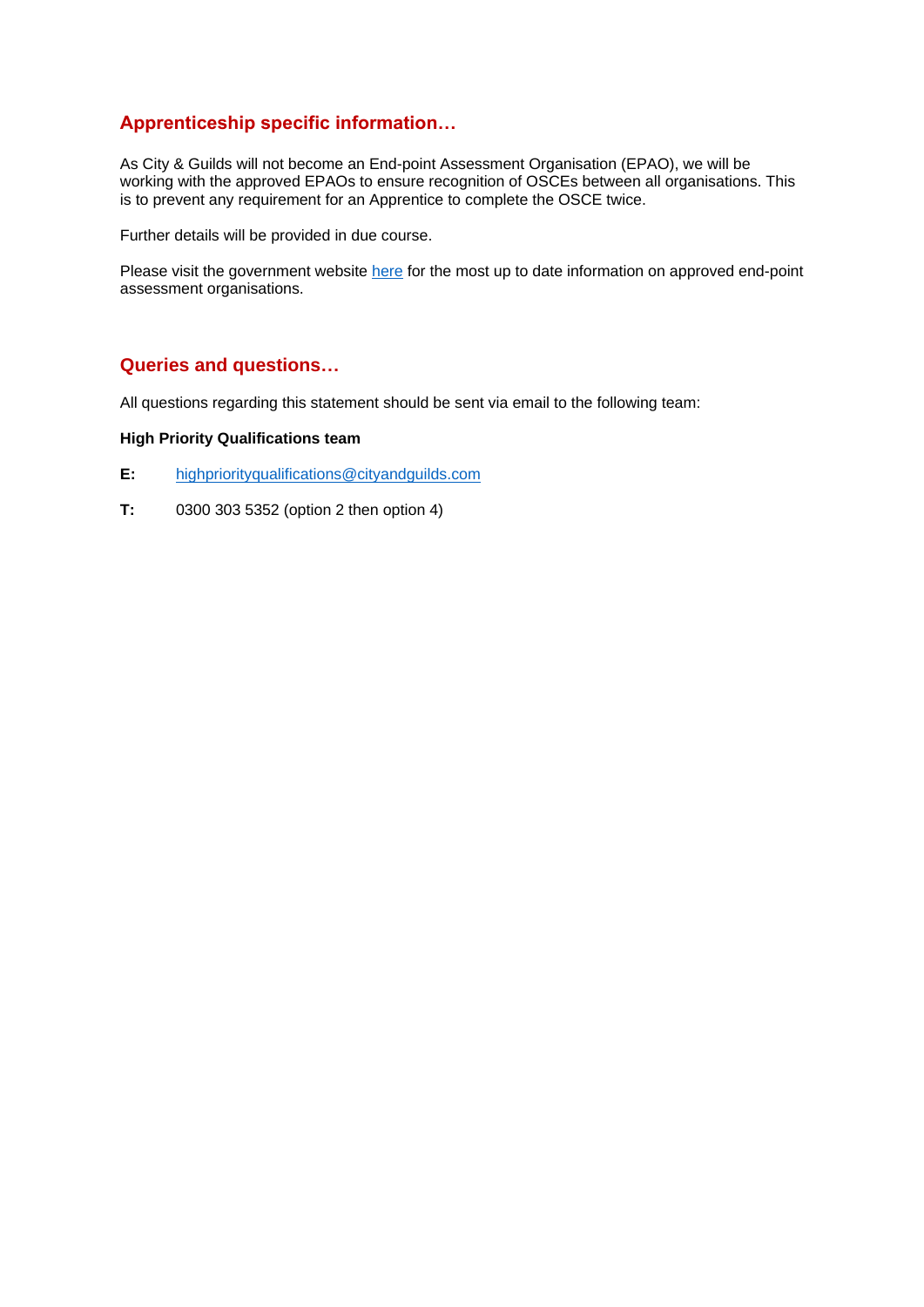## Apprenticeship specific information…

As City & Guilds will not become an End-point Assessment Organisation (EPAO), we will be working with the approved EPAOs to ensure recognition of OSCEs between all organisations. This is to prevent any requirement for an Apprentice to complete the OSCE twice.

Further details will be provided in due course.

Please visit the government website here for the most up to date information on approved end-point assessment organisations.

## Queries and questions…

All questions regarding this statement should be sent via email to the following team:

**High Priority Qualifications team**

**E:** highpriorityqualifications@cityandguilds.com

**T:** 0300 303 5352 (option 2 then option 4)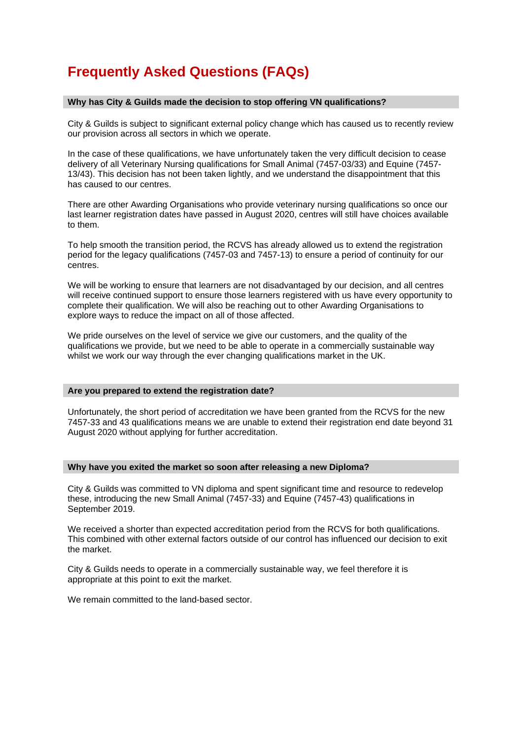# Frequently Asked Questions (FAQs)

### Why has City & Guilds made the decision to stop offering VN qualifications?

City & Guilds is subject to significant external policy change which has caused us to recently review our provision across all sectors in which we operate.

In the case of these qualifications, we have unfortunately taken the very difficult decision to cease delivery of all Veterinary Nursing qualifications for Small Animal (7457-03/33) and Equine (7457-13/43). This decision has not been taken lightly, and we understand the disappointment that this has caused to our centres.

There are other Awarding Organisations who provide veterinary nursing qualifications so once our last learner registration dates have passed in August 2020, centres will still have choices available to them.

To help smooth the transition period, the RCVS has already allowed us to extend the registration period for the legacy qualifications (7457-03 and 7457-13) to ensure a period of continuity for our centres.

We will be working to ensure that learners are not disadvantaged by our decision, and all centres will receive continued support to ensure those learners registered with us have every opportunity to complete their qualification. We will also be reaching out to other Awarding Organisations to explore ways to reduce the impact on all of those affected.

We pride ourselves on the level of service we give our customers, and the quality of the qualifications we provide, but we need to be able to operate in a commercially sustainable way whilst we work our way through the ever changing qualifications market in the UK.

### Are you prepared to extend the registration date?

Unfortunately, the short period of accreditation we have been granted from the RCVS for the new 7457-33 and 43 qualifications means we are unable to extend their registration end date beyond 31 August 2020 without applying for further accreditation.

### Why have you exited the market so soon after releasing a new Diploma?

City & Guilds was committed to VN diploma and spent significant time and resource to redevelop these, introducing the new Small Animal (7457-33) and Equine (7457-43) qualifications in September 2019.

We received a shorter than expected accreditation period from the RCVS for both qualifications. This combined with other external factors outside of our control has influenced our decision to exit the market.

City & Guilds needs to operate in a commercially sustainable way, we feel therefore it is appropriate at this point to exit the market.

We remain committed to the land-based sector.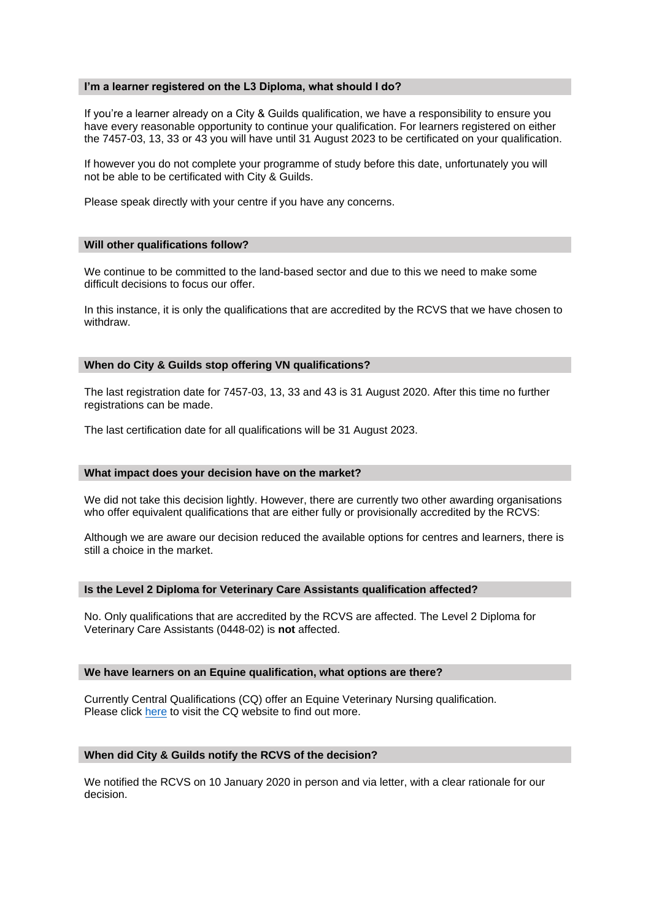### I'm a learner registered on the L3 Diploma, what should I do?

If you're a learner already on a City & Guilds qualification, we have a responsibility to ensure you have every reasonable opportunity to continue your qualification. For learners registered on either the 7457-03, 13, 33 or 43 you will have until 31 August 2023 to be certificated on your qualification.

If however you do not complete your programme of study before this date, unfortunately you will not be able to be certificated with City & Guilds.

Please speak directly with your centre if you have any concerns.

### Will other qualifications follow?

We continue to be committed to the land-based sector and due to this we need to make some difficult decisions to focus our offer.

In this instance, it is only the qualifications that are accredited by the RCVS that we have chosen to withdraw.

### When do City & Guilds stop offering VN qualifications?

The last registration date for 7457-03, 13, 33 and 43 is 31 August 2020. After this time no further registrations can be made.

The last certification date for all qualifications will be 31 August 2023.

### What impact does your decision have on the market?

We did not take this decision lightly. However, there are currently two other awarding organisations who offer equivalent qualifications that are either fully or provisionally accredited by the RCVS:

Although we are aware our decision reduced the available options for centres and learners, there is still a choice in the market.

### Is the Level 2 Diploma for Veterinary Care Assistants qualification affected?

No. Only qualifications that are accredited by the RCVS are affected. The Level 2 Diploma for Veterinary Care Assistants (0448-02) is **not** affected.

### We have learners on an Equine qualification, what options are there?

Currently Central Qualifications (CQ) offer an Equine Veterinary Nursing qualification.
Please click here to visit the CQ website to find out more.

### When did City & Guilds notify the RCVS of the decision?

We notified the RCVS on 10 January 2020 in person and via letter, with a clear rationale for our decision.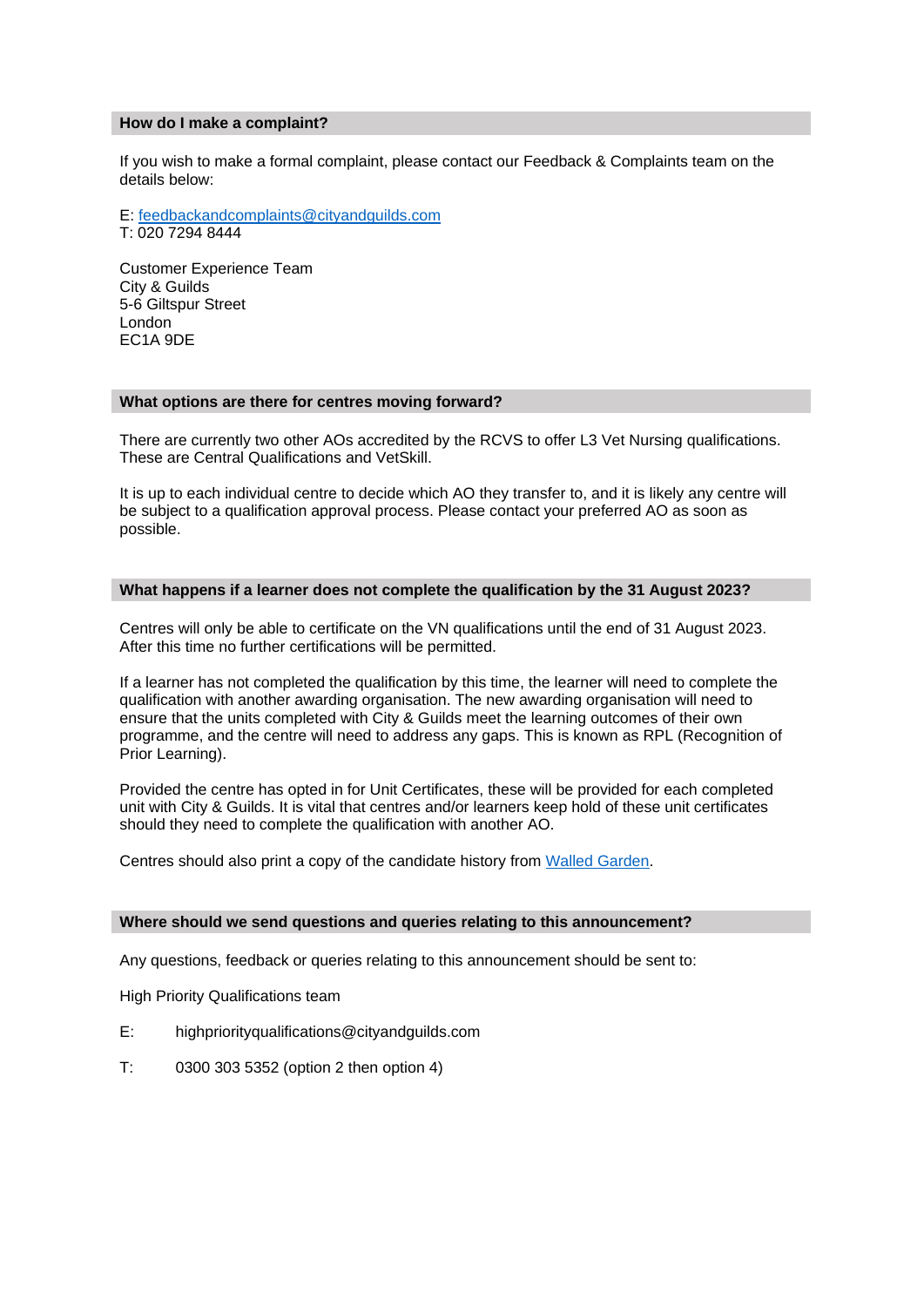## How do I make a complaint?

If you wish to make a formal complaint, please contact our Feedback & Complaints team on the details below:

E: [feedbackandcomplaints@cityandguilds.com](mailto:feedbackandcomplaints@cityandguilds.com)
T: 020 7294 8444

Customer Experience Team
City & Guilds
5-6 Giltspur Street
London
EC1A 9DE

## What options are there for centres moving forward?

There are currently two other AOs accredited by the RCVS to offer L3 Vet Nursing qualifications. These are Central Qualifications and VetSkill.

It is up to each individual centre to decide which AO they transfer to, and it is likely any centre will be subject to a qualification approval process. Please contact your preferred AO as soon as possible.

## What happens if a learner does not complete the qualification by the 31 August 2023?

Centres will only be able to certificate on the VN qualifications until the end of 31 August 2023. After this time no further certifications will be permitted.

If a learner has not completed the qualification by this time, the learner will need to complete the qualification with another awarding organisation. The new awarding organisation will need to ensure that the units completed with City & Guilds meet the learning outcomes of their own programme, and the centre will need to address any gaps. This is known as RPL (Recognition of Prior Learning).

Provided the centre has opted in for Unit Certificates, these will be provided for each completed unit with City & Guilds. It is vital that centres and/or learners keep hold of these unit certificates should they need to complete the qualification with another AO.

Centres should also print a copy of the candidate history from Walled Garden.

## Where should we send questions and queries relating to this announcement?

Any questions, feedback or queries relating to this announcement should be sent to:

High Priority Qualifications team

E: highpriorityqualifications@cityandguilds.com

T: 0300 303 5352 (option 2 then option 4)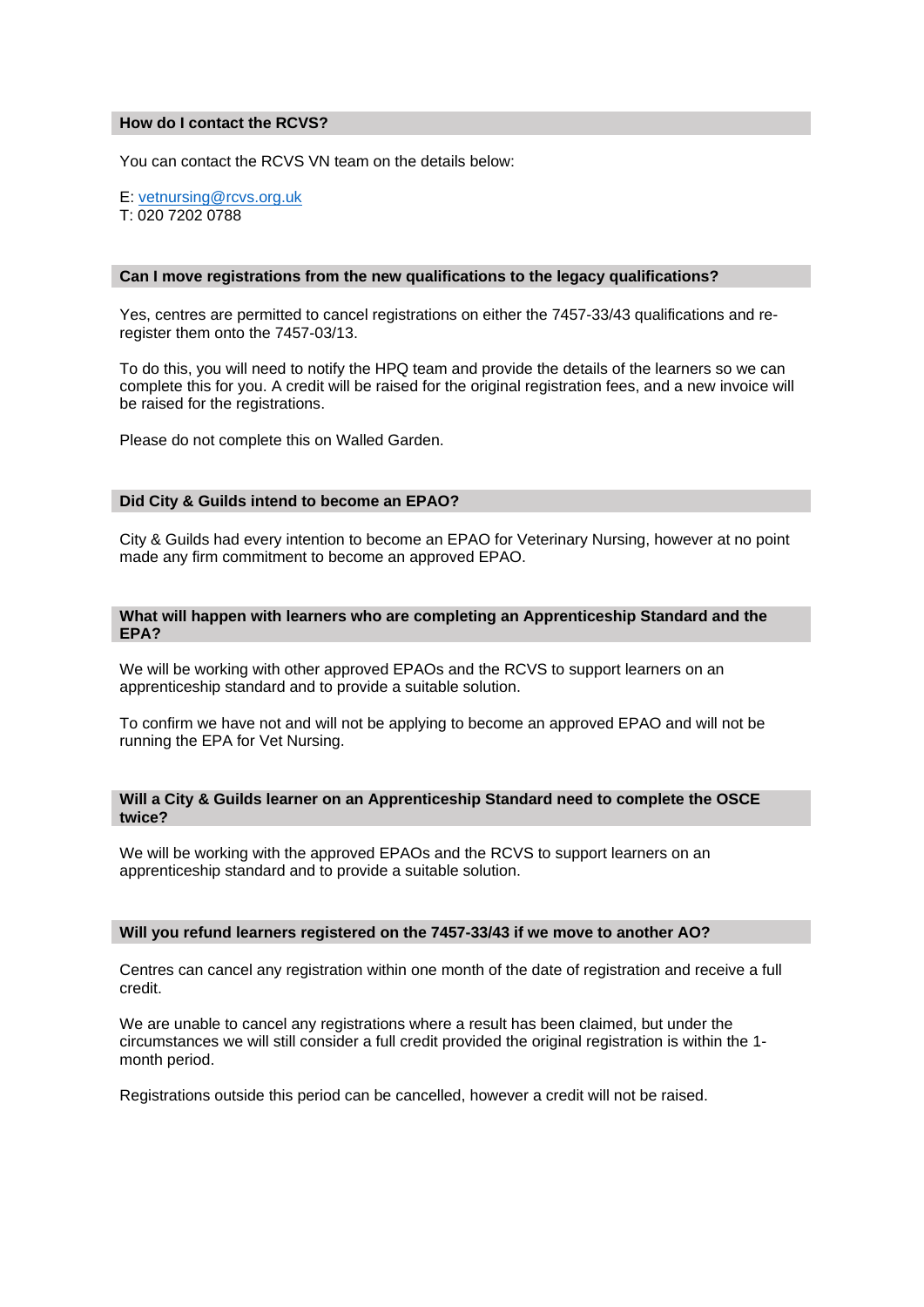### How do I contact the RCVS?

You can contact the RCVS VN team on the details below:

E: vetnursing@rcvs.org.uk
T: 020 7202 0788

### Can I move registrations from the new qualifications to the legacy qualifications?

Yes, centres are permitted to cancel registrations on either the 7457-33/43 qualifications and re-register them onto the 7457-03/13.

To do this, you will need to notify the HPQ team and provide the details of the learners so we can complete this for you. A credit will be raised for the original registration fees, and a new invoice will be raised for the registrations.

Please do not complete this on Walled Garden.

### Did City & Guilds intend to become an EPAO?

City & Guilds had every intention to become an EPAO for Veterinary Nursing, however at no point made any firm commitment to become an approved EPAO.

### What will happen with learners who are completing an Apprenticeship Standard and the EPA?

We will be working with other approved EPAOs and the RCVS to support learners on an apprenticeship standard and to provide a suitable solution.

To confirm we have not and will not be applying to become an approved EPAO and will not be running the EPA for Vet Nursing.

### Will a City & Guilds learner on an Apprenticeship Standard need to complete the OSCE twice?

We will be working with the approved EPAOs and the RCVS to support learners on an apprenticeship standard and to provide a suitable solution.

### Will you refund learners registered on the 7457-33/43 if we move to another AO?

Centres can cancel any registration within one month of the date of registration and receive a full credit.

We are unable to cancel any registrations where a result has been claimed, but under the circumstances we will still consider a full credit provided the original registration is within the 1-month period.

Registrations outside this period can be cancelled, however a credit will not be raised.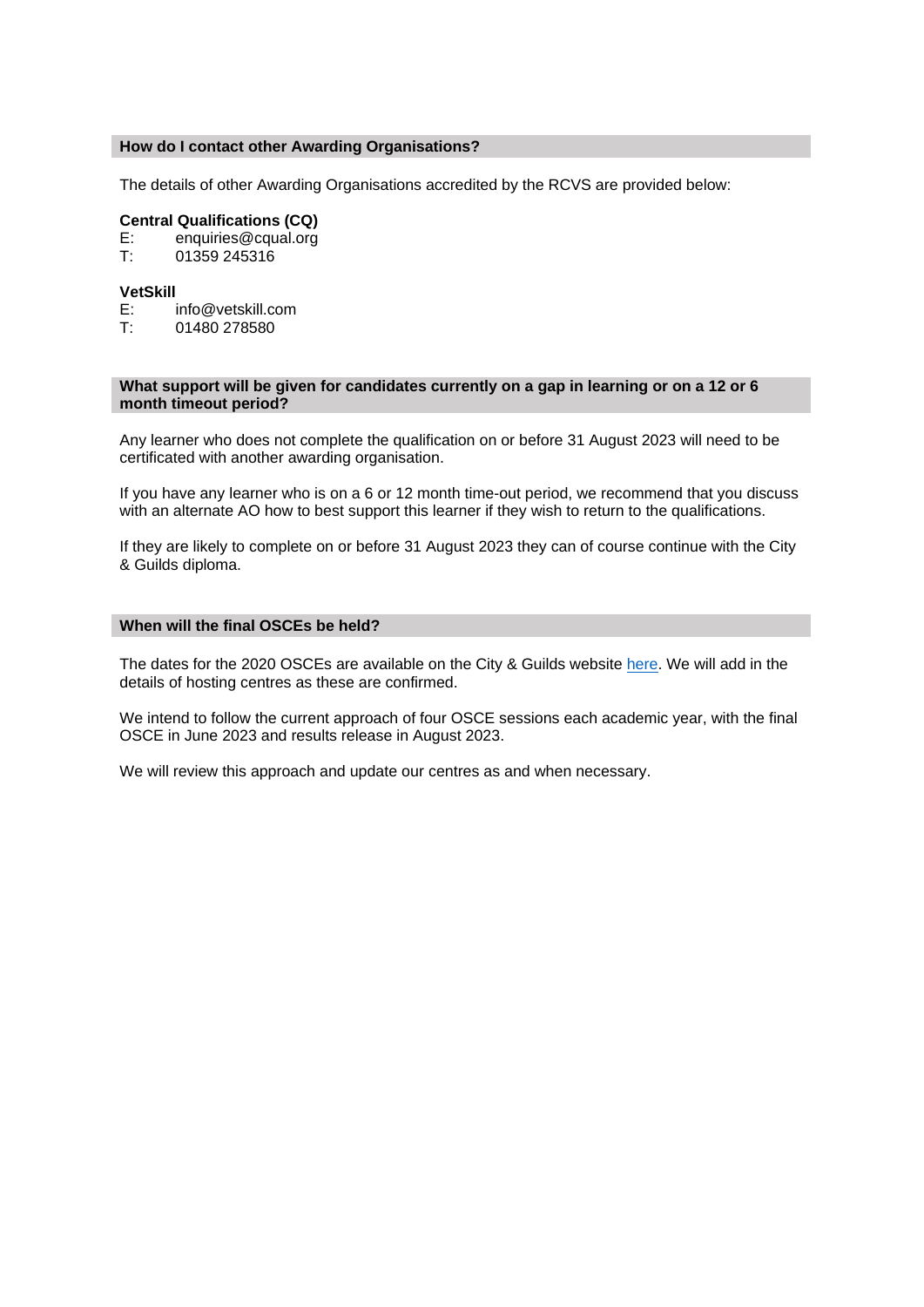## How do I contact other Awarding Organisations?

The details of other Awarding Organisations accredited by the RCVS are provided below:

**Central Qualifications (CQ)**
E: enquiries@cqual.org
T: 01359 245316

**VetSkill**
E: info@vetskill.com
T: 01480 278580

## What support will be given for candidates currently on a gap in learning or on a 12 or 6 month timeout period?

Any learner who does not complete the qualification on or before 31 August 2023 will need to be certificated with another awarding organisation.

If you have any learner who is on a 6 or 12 month time-out period, we recommend that you discuss with an alternate AO how to best support this learner if they wish to return to the qualifications.

If they are likely to complete on or before 31 August 2023 they can of course continue with the City & Guilds diploma.

## When will the final OSCEs be held?

The dates for the 2020 OSCEs are available on the City & Guilds website here. We will add in the details of hosting centres as these are confirmed.

We intend to follow the current approach of four OSCE sessions each academic year, with the final OSCE in June 2023 and results release in August 2023.

We will review this approach and update our centres as and when necessary.